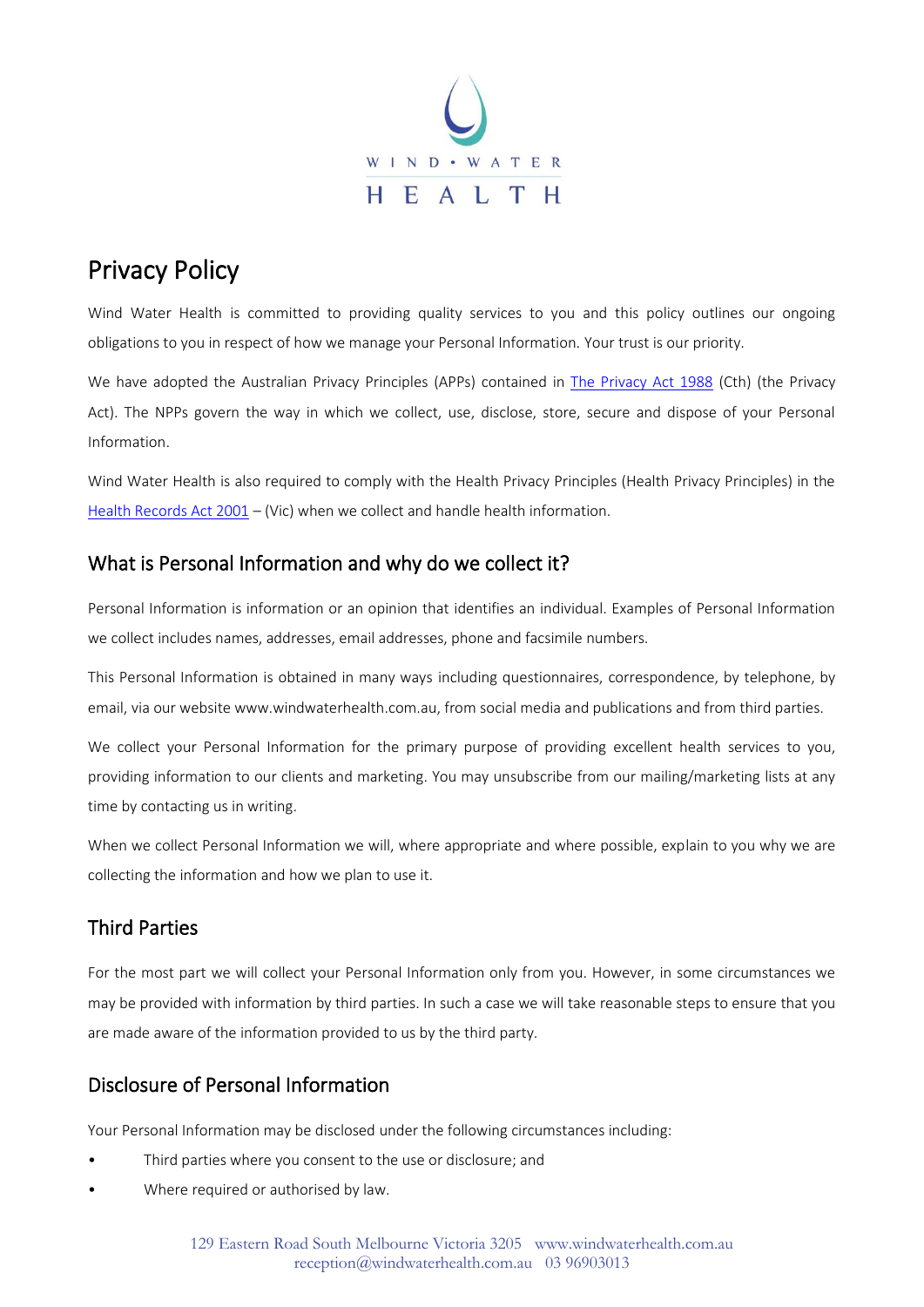WIND • WATER

HEALTH

# Privacy Policy

Wind Water Health is committed to providing quality services to you and this policy outlines our ongoing obligations to you in respect of how we manage your Personal Information. Your trust is our priority.

We have adopted the Australian Privacy Principles (APPs) contained in [The Privacy Act 1988](#) (Cth) (the Privacy Act). The NPPs govern the way in which we collect, use, disclose, store, secure and dispose of your Personal Information.

Wind Water Health is also required to comply with the Health Privacy Principles (Health Privacy Principles) in the [Health Records Act 2001](#) – (Vic) when we collect and handle health information.

## What is Personal Information and why do we collect it?

Personal Information is information or an opinion that identifies an individual. Examples of Personal Information we collect includes names, addresses, email addresses, phone and facsimile numbers.

This Personal Information is obtained in many ways including questionnaires, correspondence, by telephone, by email, via our website www.windwaterhealth.com.au, from social media and publications and from third parties.

We collect your Personal Information for the primary purpose of providing excellent health services to you, providing information to our clients and marketing. You may unsubscribe from our mailing/marketing lists at any time by contacting us in writing.

When we collect Personal Information we will, where appropriate and where possible, explain to you why we are collecting the information and how we plan to use it.

## Third Parties

For the most part we will collect your Personal Information only from you. However, in some circumstances we may be provided with information by third parties. In such a case we will take reasonable steps to ensure that you are made aware of the information provided to us by the third party.

## Disclosure of Personal Information

Your Personal Information may be disclosed under the following circumstances including:

- Third parties where you consent to the use or disclosure; and
- Where required or authorised by law.

129 Eastern Road South Melbourne Victoria 3205 www.windwaterhealth.com.au
reception@windwaterhealth.com.au 03 96903013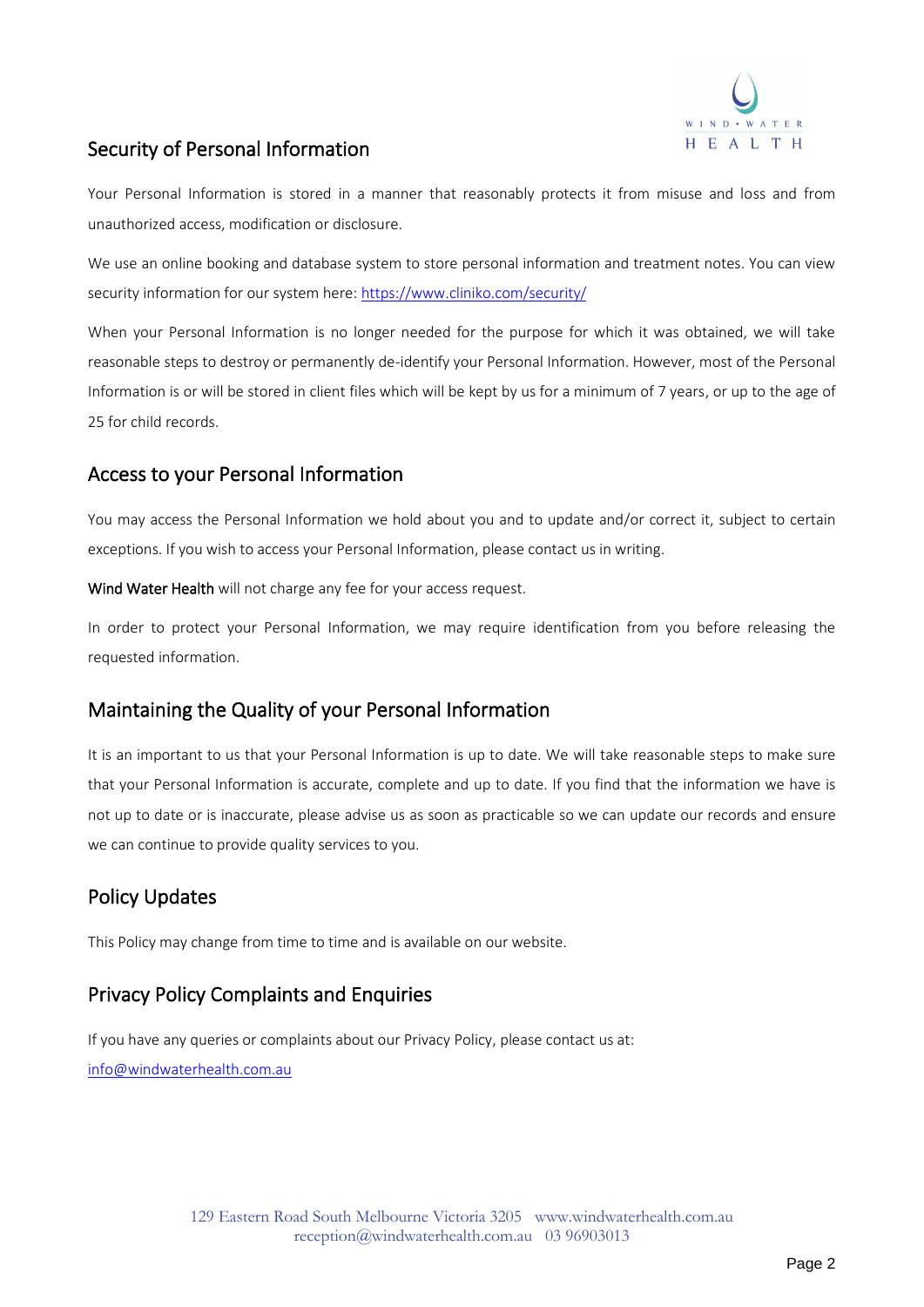## Security of Personal Information

Your Personal Information is stored in a manner that reasonably protects it from misuse and loss and from unauthorized access, modification or disclosure.

We use an online booking and database system to store personal information and treatment notes. You can view security information for our system here: [https://www.cliniko.com/security/](https://www.cliniko.com/security/)

When your Personal Information is no longer needed for the purpose for which it was obtained, we will take reasonable steps to destroy or permanently de-identify your Personal Information. However, most of the Personal Information is or will be stored in client files which will be kept by us for a minimum of 7 years, or up to the age of 25 for child records.

## Access to your Personal Information

You may access the Personal Information we hold about you and to update and/or correct it, subject to certain exceptions. If you wish to access your Personal Information, please contact us in writing.

**Wind Water Health** will not charge any fee for your access request.

In order to protect your Personal Information, we may require identification from you before releasing the requested information.

## Maintaining the Quality of your Personal Information

It is an important to us that your Personal Information is up to date. We will take reasonable steps to make sure that your Personal Information is accurate, complete and up to date. If you find that the information we have is not up to date or is inaccurate, please advise us as soon as practicable so we can update our records and ensure we can continue to provide quality services to you.

## Policy Updates

This Policy may change from time to time and is available on our website.

## Privacy Policy Complaints and Enquiries

If you have any queries or complaints about our Privacy Policy, please contact us at:
[info@windwaterhealth.com.au](mailto:info@windwaterhealth.com.au)

129 Eastern Road South Melbourne Victoria 3205 www.windwaterhealth.com.au
reception@windwaterhealth.com.au 03 96903013